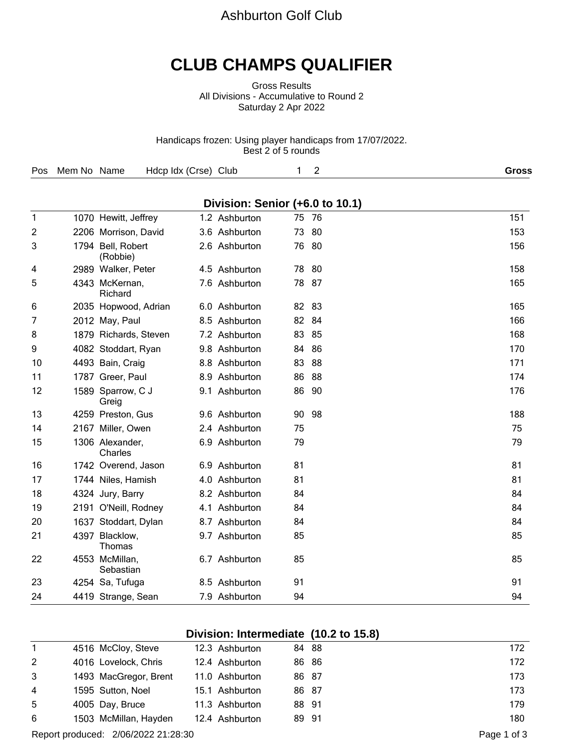Ashburton Golf Club

# CLUB CHAMPS QUALIFIER

Gross Results
All Divisions - Accumulative to Round 2
Saturday 2 Apr 2022

Handicaps frozen: Using player handicaps from 17/07/2022.
Best 2 of 5 rounds

## Division: Senior (+6.0 to 10.1)

| Pos | Mem No | Name | Hdcp Idx (Crse) | Club | 1 | 2 | Gross |
|---|---|---|---|---|---|---|---|
| 1 | 1070 | Hewitt, Jeffrey | 1.2 | Ashburton | 75 | 76 | 151 |
| 2 | 2206 | Morrison, David | 3.6 | Ashburton | 73 | 80 | 153 |
| 3 | 1794 | Bell, Robert (Robbie) | 2.6 | Ashburton | 76 | 80 | 156 |
| 4 | 2989 | Walker, Peter | 4.5 | Ashburton | 78 | 80 | 158 |
| 5 | 4343 | McKernan, Richard | 7.6 | Ashburton | 78 | 87 | 165 |
| 6 | 2035 | Hopwood, Adrian | 6.0 | Ashburton | 82 | 83 | 165 |
| 7 | 2012 | May, Paul | 8.5 | Ashburton | 82 | 84 | 166 |
| 8 | 1879 | Richards, Steven | 7.2 | Ashburton | 83 | 85 | 168 |
| 9 | 4082 | Stoddart, Ryan | 9.8 | Ashburton | 84 | 86 | 170 |
| 10 | 4493 | Bain, Craig | 8.8 | Ashburton | 83 | 88 | 171 |
| 11 | 1787 | Greer, Paul | 8.9 | Ashburton | 86 | 88 | 174 |
| 12 | 1589 | Sparrow, C J Greig | 9.1 | Ashburton | 86 | 90 | 176 |
| 13 | 4259 | Preston, Gus | 9.6 | Ashburton | 90 | 98 | 188 |
| 14 | 2167 | Miller, Owen | 2.4 | Ashburton | 75 | | 75 |
| 15 | 1306 | Alexander, Charles | 6.9 | Ashburton | 79 | | 79 |
| 16 | 1742 | Overend, Jason | 6.9 | Ashburton | 81 | | 81 |
| 17 | 1744 | Niles, Hamish | 4.0 | Ashburton | 81 | | 81 |
| 18 | 4324 | Jury, Barry | 8.2 | Ashburton | 84 | | 84 |
| 19 | 2191 | O'Neill, Rodney | 4.1 | Ashburton | 84 | | 84 |
| 20 | 1637 | Stoddart, Dylan | 8.7 | Ashburton | 84 | | 84 |
| 21 | 4397 | Blacklow, Thomas | 9.7 | Ashburton | 85 | | 85 |
| 22 | 4553 | McMillan, Sebastian | 6.7 | Ashburton | 85 | | 85 |
| 23 | 4254 | Sa, Tufuga | 8.5 | Ashburton | 91 | | 91 |
| 24 | 4419 | Strange, Sean | 7.9 | Ashburton | 94 | | 94 |

## Division: Intermediate (10.2 to 15.8)

| Pos | Mem No | Name | Hdcp Idx (Crse) | Club | 1 | 2 | Gross |
|---|---|---|---|---|---|---|---|
| 1 | 4516 | McCloy, Steve | 12.3 | Ashburton | 84 | 88 | 172 |
| 2 | 4016 | Lovelock, Chris | 12.4 | Ashburton | 86 | 86 | 172 |
| 3 | 1493 | MacGregor, Brent | 11.0 | Ashburton | 86 | 87 | 173 |
| 4 | 1595 | Sutton, Noel | 15.1 | Ashburton | 86 | 87 | 173 |
| 5 | 4005 | Day, Bruce | 11.3 | Ashburton | 88 | 91 | 179 |
| 6 | 1503 | McMillan, Hayden | 12.4 | Ashburton | 89 | 91 | 180 |

Report produced: 2/06/2022 21:28:30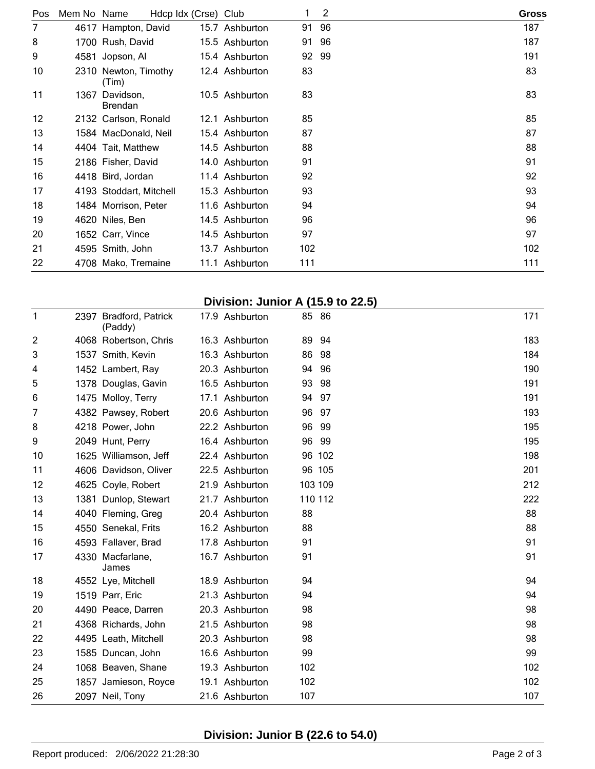| Pos | Mem No | Name | Hdcp Idx (Crse) | Club | 1 | 2 | Gross |
|---|---|---|---|---|---|---|---|
| 7 | 4617 | Hampton, David | 15.7 | Ashburton | 91 | 96 | 187 |
| 8 | 1700 | Rush, David | 15.5 | Ashburton | 91 | 96 | 187 |
| 9 | 4581 | Jopson, Al | 15.4 | Ashburton | 92 | 99 | 191 |
| 10 | 2310 | Newton, Timothy (Tim) | 12.4 | Ashburton | 83 | | 83 |
| 11 | 1367 | Davidson, Brendan | 10.5 | Ashburton | 83 | | 83 |
| 12 | 2132 | Carlson, Ronald | 12.1 | Ashburton | 85 | | 85 |
| 13 | 1584 | MacDonald, Neil | 15.4 | Ashburton | 87 | | 87 |
| 14 | 4404 | Tait, Matthew | 14.5 | Ashburton | 88 | | 88 |
| 15 | 2186 | Fisher, David | 14.0 | Ashburton | 91 | | 91 |
| 16 | 4418 | Bird, Jordan | 11.4 | Ashburton | 92 | | 92 |
| 17 | 4193 | Stoddart, Mitchell | 15.3 | Ashburton | 93 | | 93 |
| 18 | 1484 | Morrison, Peter | 11.6 | Ashburton | 94 | | 94 |
| 19 | 4620 | Niles, Ben | 14.5 | Ashburton | 96 | | 96 |
| 20 | 1652 | Carr, Vince | 14.5 | Ashburton | 97 | | 97 |
| 21 | 4595 | Smith, John | 13.7 | Ashburton | 102 | | 102 |
| 22 | 4708 | Mako, Tremaine | 11.1 | Ashburton | 111 | | 111 |

## Division: Junior A (15.9 to 22.5)

| Pos | Mem No | Name | Hdcp Idx (Crse) | Club | 1 | 2 | Gross |
|---|---|---|---|---|---|---|---|
| 1 | 2397 | Bradford, Patrick (Paddy) | 17.9 | Ashburton | 85 | 86 | 171 |
| 2 | 4068 | Robertson, Chris | 16.3 | Ashburton | 89 | 94 | 183 |
| 3 | 1537 | Smith, Kevin | 16.3 | Ashburton | 86 | 98 | 184 |
| 4 | 1452 | Lambert, Ray | 20.3 | Ashburton | 94 | 96 | 190 |
| 5 | 1378 | Douglas, Gavin | 16.5 | Ashburton | 93 | 98 | 191 |
| 6 | 1475 | Molloy, Terry | 17.1 | Ashburton | 94 | 97 | 191 |
| 7 | 4382 | Pawsey, Robert | 20.6 | Ashburton | 96 | 97 | 193 |
| 8 | 4218 | Power, John | 22.2 | Ashburton | 96 | 99 | 195 |
| 9 | 2049 | Hunt, Perry | 16.4 | Ashburton | 96 | 99 | 195 |
| 10 | 1625 | Williamson, Jeff | 22.4 | Ashburton | 96 | 102 | 198 |
| 11 | 4606 | Davidson, Oliver | 22.5 | Ashburton | 96 | 105 | 201 |
| 12 | 4625 | Coyle, Robert | 21.9 | Ashburton | 103 | 109 | 212 |
| 13 | 1381 | Dunlop, Stewart | 21.7 | Ashburton | 110 | 112 | 222 |
| 14 | 4040 | Fleming, Greg | 20.4 | Ashburton | 88 | | 88 |
| 15 | 4550 | Senekal, Frits | 16.2 | Ashburton | 88 | | 88 |
| 16 | 4593 | Fallaver, Brad | 17.8 | Ashburton | 91 | | 91 |
| 17 | 4330 | Macfarlane, James | 16.7 | Ashburton | 91 | | 91 |
| 18 | 4552 | Lye, Mitchell | 18.9 | Ashburton | 94 | | 94 |
| 19 | 1519 | Parr, Eric | 21.3 | Ashburton | 94 | | 94 |
| 20 | 4490 | Peace, Darren | 20.3 | Ashburton | 98 | | 98 |
| 21 | 4368 | Richards, John | 21.5 | Ashburton | 98 | | 98 |
| 22 | 4495 | Leath, Mitchell | 20.3 | Ashburton | 98 | | 98 |
| 23 | 1585 | Duncan, John | 16.6 | Ashburton | 99 | | 99 |
| 24 | 1068 | Beaven, Shane | 19.3 | Ashburton | 102 | | 102 |
| 25 | 1857 | Jamieson, Royce | 19.1 | Ashburton | 102 | | 102 |
| 26 | 2097 | Neil, Tony | 21.6 | Ashburton | 107 | | 107 |

## Division: Junior B (22.6 to 54.0)

Report produced: 2/06/2022 21:28:30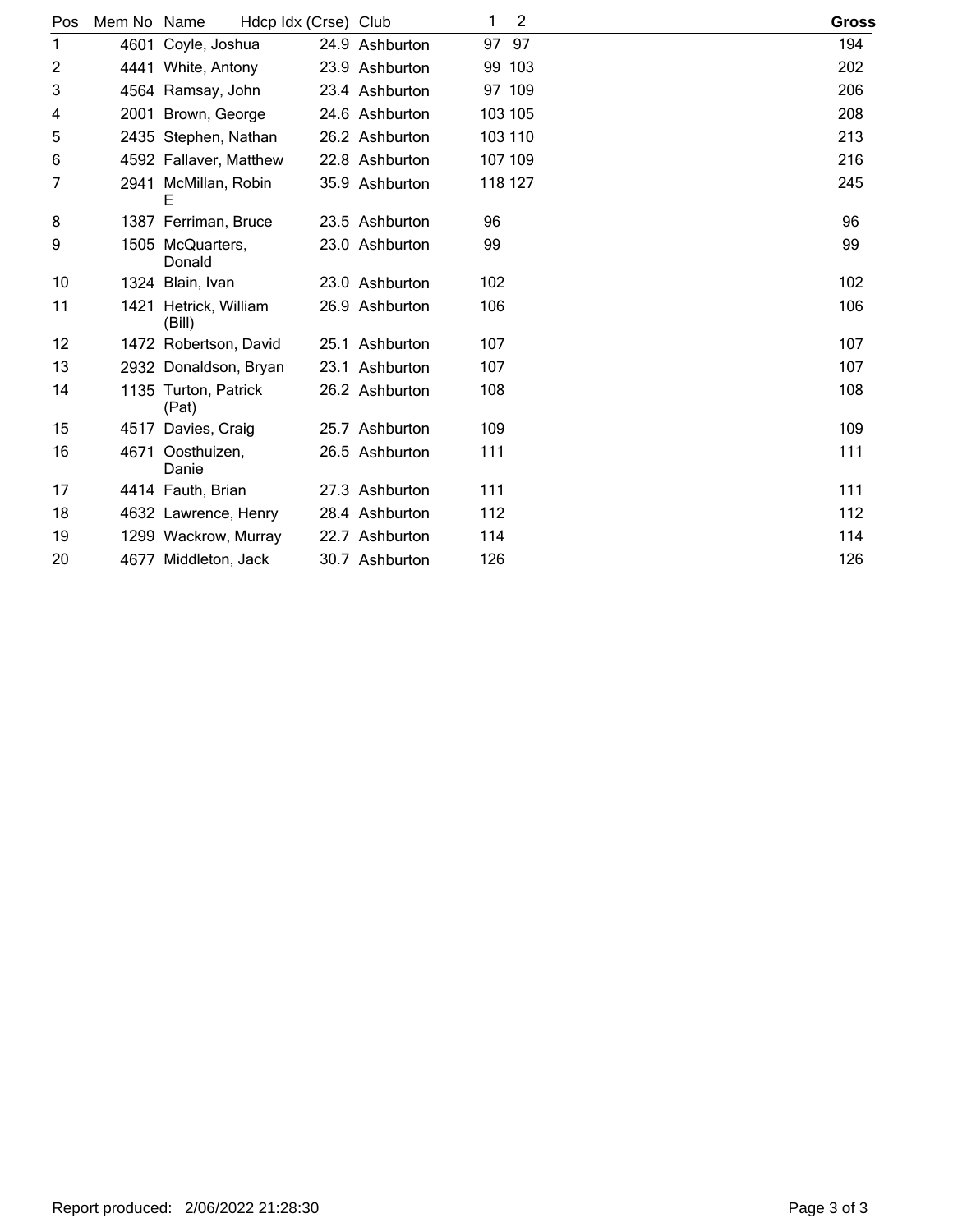| Pos | Mem No | Name | Hdcp Idx (Crse) | Club | 1 | 2 | **Gross** |
|---|---|---|---|---|---|---|---|
| 1 | 4601 | Coyle, Joshua | 24.9 | Ashburton | 97 | 97 | 194 |
| 2 | 4441 | White, Antony | 23.9 | Ashburton | 99 | 103 | 202 |
| 3 | 4564 | Ramsay, John | 23.4 | Ashburton | 97 | 109 | 206 |
| 4 | 2001 | Brown, George | 24.6 | Ashburton | 103 | 105 | 208 |
| 5 | 2435 | Stephen, Nathan | 26.2 | Ashburton | 103 | 110 | 213 |
| 6 | 4592 | Fallaver, Matthew | 22.8 | Ashburton | 107 | 109 | 216 |
| 7 | 2941 | McMillan, Robin E | 35.9 | Ashburton | 118 | 127 | 245 |
| 8 | 1387 | Ferriman, Bruce | 23.5 | Ashburton | 96 | | 96 |
| 9 | 1505 | McQuarters, Donald | 23.0 | Ashburton | 99 | | 99 |
| 10 | 1324 | Blain, Ivan | 23.0 | Ashburton | 102 | | 102 |
| 11 | 1421 | Hetrick, William (Bill) | 26.9 | Ashburton | 106 | | 106 |
| 12 | 1472 | Robertson, David | 25.1 | Ashburton | 107 | | 107 |
| 13 | 2932 | Donaldson, Bryan | 23.1 | Ashburton | 107 | | 107 |
| 14 | 1135 | Turton, Patrick (Pat) | 26.2 | Ashburton | 108 | | 108 |
| 15 | 4517 | Davies, Craig | 25.7 | Ashburton | 109 | | 109 |
| 16 | 4671 | Oosthuizen, Danie | 26.5 | Ashburton | 111 | | 111 |
| 17 | 4414 | Fauth, Brian | 27.3 | Ashburton | 111 | | 111 |
| 18 | 4632 | Lawrence, Henry | 28.4 | Ashburton | 112 | | 112 |
| 19 | 1299 | Wackrow, Murray | 22.7 | Ashburton | 114 | | 114 |
| 20 | 4677 | Middleton, Jack | 30.7 | Ashburton | 126 | | 126 |

Report produced: 2/06/2022 21:28:30